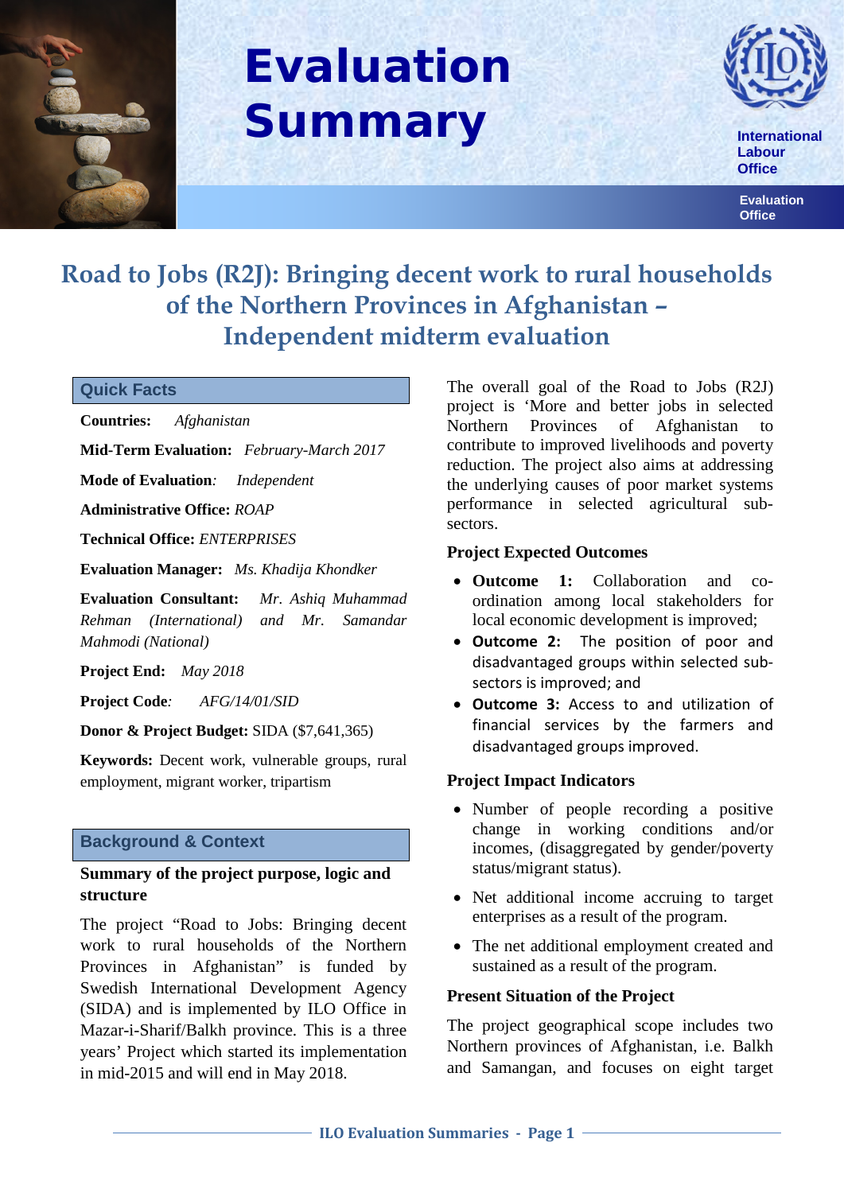# Evaluation Summary

International Labour Office

Evaluation Office

## Road to Jobs (R2J): Bringing decent work to rural households of the Northern Provinces in Afghanistan – Independent midterm evaluation

### Quick Facts

**Countries:** *Afghanistan*

**Mid-Term Evaluation:** *February-March 2017*

**Mode of Evaluation**: *Independent*

**Administrative Office:** *ROAP*

**Technical Office:** *ENTERPRISES*

**Evaluation Manager:** *Ms. Khadija Khondker*

**Evaluation Consultant:** *Mr. Ashiq Muhammad Rehman (International) and Mr. Samandar Mahmodi (National)*

**Project End:** *May 2018*

**Project Code**: *AFG/14/01/SID*

**Donor & Project Budget:** SIDA ($7,641,365)

**Keywords:** Decent work, vulnerable groups, rural employment, migrant worker, tripartism

### Background & Context

**Summary of the project purpose, logic and structure**

The project "Road to Jobs: Bringing decent work to rural households of the Northern Provinces in Afghanistan" is funded by Swedish International Development Agency (SIDA) and is implemented by ILO Office in Mazar-i-Sharif/Balkh province. This is a three years' Project which started its implementation in mid-2015 and will end in May 2018.

The overall goal of the Road to Jobs (R2J) project is 'More and better jobs in selected Northern Provinces of Afghanistan to contribute to improved livelihoods and poverty reduction. The project also aims at addressing the underlying causes of poor market systems performance in selected agricultural sub-sectors.

**Project Expected Outcomes**

- **Outcome 1:** Collaboration and co-ordination among local stakeholders for local economic development is improved;
- **Outcome 2:** The position of poor and disadvantaged groups within selected sub-sectors is improved; and
- **Outcome 3:** Access to and utilization of financial services by the farmers and disadvantaged groups improved.

**Project Impact Indicators**

- Number of people recording a positive change in working conditions and/or incomes, (disaggregated by gender/poverty status/migrant status).
- Net additional income accruing to target enterprises as a result of the program.
- The net additional employment created and sustained as a result of the program.

**Present Situation of the Project**

The project geographical scope includes two Northern provinces of Afghanistan, i.e. Balkh and Samangan, and focuses on eight target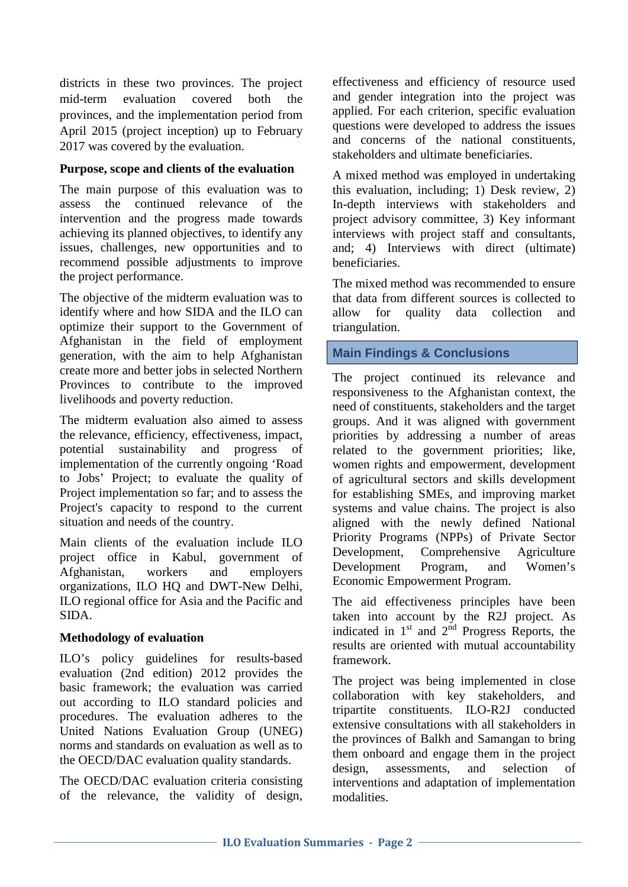districts in these two provinces. The project mid-term evaluation covered both the provinces, and the implementation period from April 2015 (project inception) up to February 2017 was covered by the evaluation.

**Purpose, scope and clients of the evaluation**

The main purpose of this evaluation was to assess the continued relevance of the intervention and the progress made towards achieving its planned objectives, to identify any issues, challenges, new opportunities and to recommend possible adjustments to improve the project performance.

The objective of the midterm evaluation was to identify where and how SIDA and the ILO can optimize their support to the Government of Afghanistan in the field of employment generation, with the aim to help Afghanistan create more and better jobs in selected Northern Provinces to contribute to the improved livelihoods and poverty reduction.

The midterm evaluation also aimed to assess the relevance, efficiency, effectiveness, impact, potential sustainability and progress of implementation of the currently ongoing 'Road to Jobs' Project; to evaluate the quality of Project implementation so far; and to assess the Project's capacity to respond to the current situation and needs of the country.

Main clients of the evaluation include ILO project office in Kabul, government of Afghanistan, workers and employers organizations, ILO HQ and DWT-New Delhi, ILO regional office for Asia and the Pacific and SIDA.

**Methodology of evaluation**

ILO's policy guidelines for results-based evaluation (2nd edition) 2012 provides the basic framework; the evaluation was carried out according to ILO standard policies and procedures. The evaluation adheres to the United Nations Evaluation Group (UNEG) norms and standards on evaluation as well as to the OECD/DAC evaluation quality standards.

The OECD/DAC evaluation criteria consisting of the relevance, the validity of design, effectiveness and efficiency of resource used and gender integration into the project was applied. For each criterion, specific evaluation questions were developed to address the issues and concerns of the national constituents, stakeholders and ultimate beneficiaries.

A mixed method was employed in undertaking this evaluation, including; 1) Desk review, 2) In-depth interviews with stakeholders and project advisory committee, 3) Key informant interviews with project staff and consultants, and; 4) Interviews with direct (ultimate) beneficiaries.

The mixed method was recommended to ensure that data from different sources is collected to allow for quality data collection and triangulation.

## Main Findings & Conclusions

The project continued its relevance and responsiveness to the Afghanistan context, the need of constituents, stakeholders and the target groups. And it was aligned with government priorities by addressing a number of areas related to the government priorities; like, women rights and empowerment, development of agricultural sectors and skills development for establishing SMEs, and improving market systems and value chains. The project is also aligned with the newly defined National Priority Programs (NPPs) of Private Sector Development, Comprehensive Agriculture Development Program, and Women's Economic Empowerment Program.

The aid effectiveness principles have been taken into account by the R2J project. As indicated in 1st and 2nd Progress Reports, the results are oriented with mutual accountability framework.

The project was being implemented in close collaboration with key stakeholders, and tripartite constituents. ILO-R2J conducted extensive consultations with all stakeholders in the provinces of Balkh and Samangan to bring them onboard and engage them in the project design, assessments, and selection of interventions and adaptation of implementation modalities.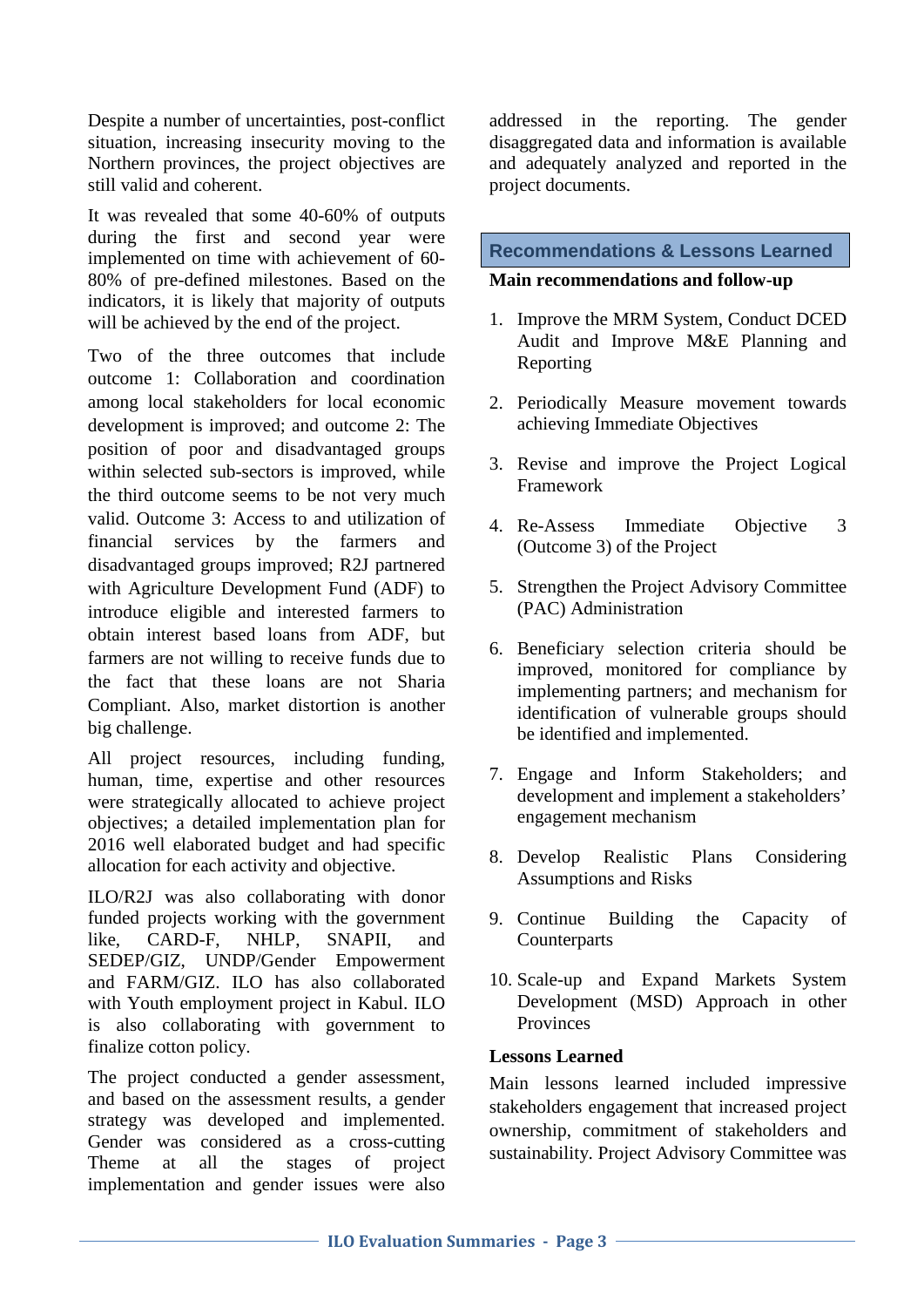Despite a number of uncertainties, post-conflict situation, increasing insecurity moving to the Northern provinces, the project objectives are still valid and coherent.

It was revealed that some 40-60% of outputs during the first and second year were implemented on time with achievement of 60-80% of pre-defined milestones. Based on the indicators, it is likely that majority of outputs will be achieved by the end of the project.

Two of the three outcomes that include outcome 1: Collaboration and coordination among local stakeholders for local economic development is improved; and outcome 2: The position of poor and disadvantaged groups within selected sub-sectors is improved, while the third outcome seems to be not very much valid. Outcome 3: Access to and utilization of financial services by the farmers and disadvantaged groups improved; R2J partnered with Agriculture Development Fund (ADF) to introduce eligible and interested farmers to obtain interest based loans from ADF, but farmers are not willing to receive funds due to the fact that these loans are not Sharia Compliant. Also, market distortion is another big challenge.

All project resources, including funding, human, time, expertise and other resources were strategically allocated to achieve project objectives; a detailed implementation plan for 2016 well elaborated budget and had specific allocation for each activity and objective.

ILO/R2J was also collaborating with donor funded projects working with the government like, CARD-F, NHLP, SNAPII, and SEDEP/GIZ, UNDP/Gender Empowerment and FARM/GIZ. ILO has also collaborated with Youth employment project in Kabul. ILO is also collaborating with government to finalize cotton policy.

The project conducted a gender assessment, and based on the assessment results, a gender strategy was developed and implemented. Gender was considered as a cross-cutting Theme at all the stages of project implementation and gender issues were also addressed in the reporting. The gender disaggregated data and information is available and adequately analyzed and reported in the project documents.

## Recommendations & Lessons Learned

**Main recommendations and follow-up**

1. Improve the MRM System, Conduct DCED Audit and Improve M&E Planning and Reporting
2. Periodically Measure movement towards achieving Immediate Objectives
3. Revise and improve the Project Logical Framework
4. Re-Assess Immediate Objective 3 (Outcome 3) of the Project
5. Strengthen the Project Advisory Committee (PAC) Administration
6. Beneficiary selection criteria should be improved, monitored for compliance by implementing partners; and mechanism for identification of vulnerable groups should be identified and implemented.
7. Engage and Inform Stakeholders; and development and implement a stakeholders' engagement mechanism
8. Develop Realistic Plans Considering Assumptions and Risks
9. Continue Building the Capacity of Counterparts
10. Scale-up and Expand Markets System Development (MSD) Approach in other Provinces

**Lessons Learned**

Main lessons learned included impressive stakeholders engagement that increased project ownership, commitment of stakeholders and sustainability. Project Advisory Committee was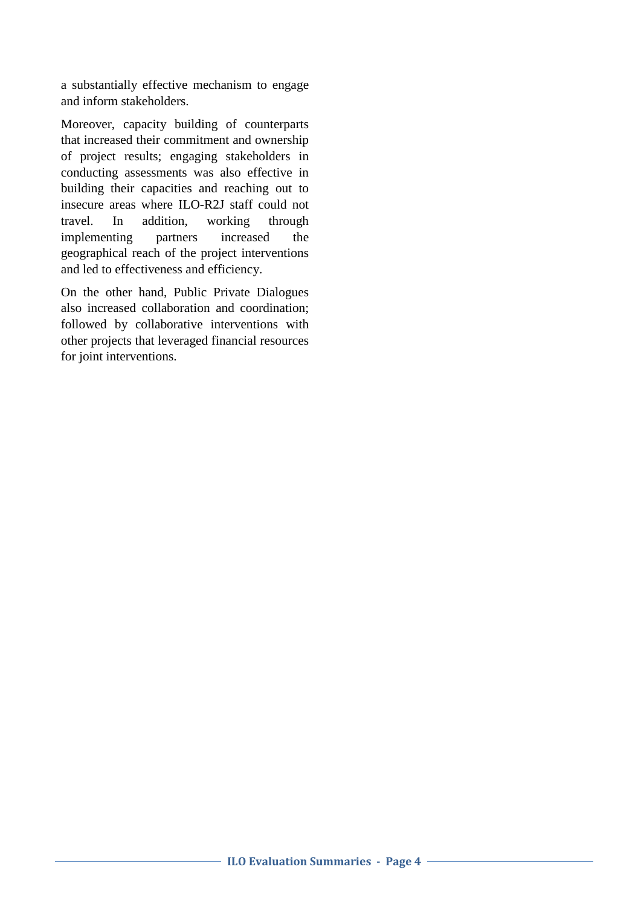a substantially effective mechanism to engage and inform stakeholders.

Moreover, capacity building of counterparts that increased their commitment and ownership of project results; engaging stakeholders in conducting assessments was also effective in building their capacities and reaching out to insecure areas where ILO-R2J staff could not travel. In addition, working through implementing partners increased the geographical reach of the project interventions and led to effectiveness and efficiency.

On the other hand, Public Private Dialogues also increased collaboration and coordination; followed by collaborative interventions with other projects that leveraged financial resources for joint interventions.